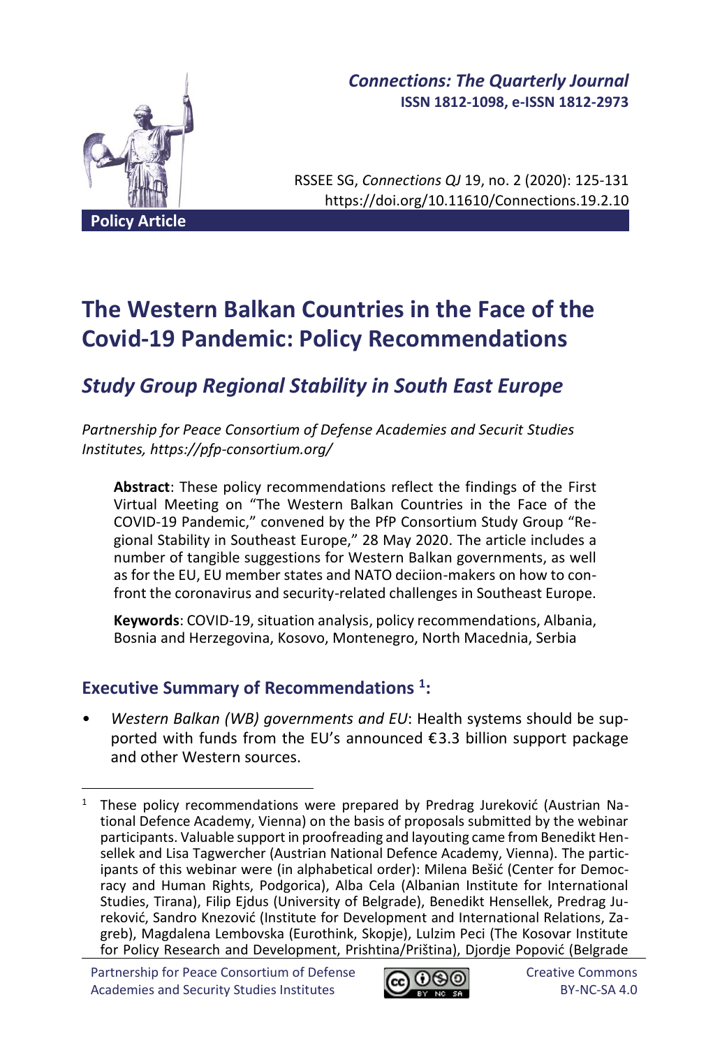# The Western Balkan Countries in the Face of the Covid-19 Pandemic: Policy Recommendations

## *Study Group Regional Stability in South East Europe*

*Partnership for Peace Consortium of Defense Academies and Securit Studies Institutes, https://pfp-consortium.org/*

**Abstract**: These policy recommendations reflect the findings of the First Virtual Meeting on "The Western Balkan Countries in the Face of the COVID-19 Pandemic," convened by the PfP Consortium Study Group "Regional Stability in Southeast Europe," 28 May 2020. The article includes a number of tangible suggestions for Western Balkan governments, as well as for the EU, EU member states and NATO deciion-makers on how to confront the coronavirus and security-related challenges in Southeast Europe.

**Keywords**: COVID-19, situation analysis, policy recommendations, Albania, Bosnia and Herzegovina, Kosovo, Montenegro, North Macednia, Serbia

### Executive Summary of Recommendations [1]:

- *Western Balkan (WB) governments and EU*: Health systems should be supported with funds from the EU's announced €3.3 billion support package and other Western sources.

---

[1] These policy recommendations were prepared by Predrag Jureković (Austrian National Defence Academy, Vienna) on the basis of proposals submitted by the webinar participants. Valuable support in proofreading and layouting came from Benedikt Hensellek and Lisa Tagwercher (Austrian National Defence Academy, Vienna). The participants of this webinar were (in alphabetical order): Milena Bešić (Center for Democracy and Human Rights, Podgorica), Alba Cela (Albanian Institute for International Studies, Tirana), Filip Ejdus (University of Belgrade), Benedikt Hensellek, Predrag Jureković, Sandro Knezović (Institute for Development and International Relations, Zagreb), Magdalena Lembovska (Eurothink, Skopje), Lulzim Peci (The Kosovar Institute for Policy Research and Development, Prishtina/Priština), Djordje Popović (Belgrade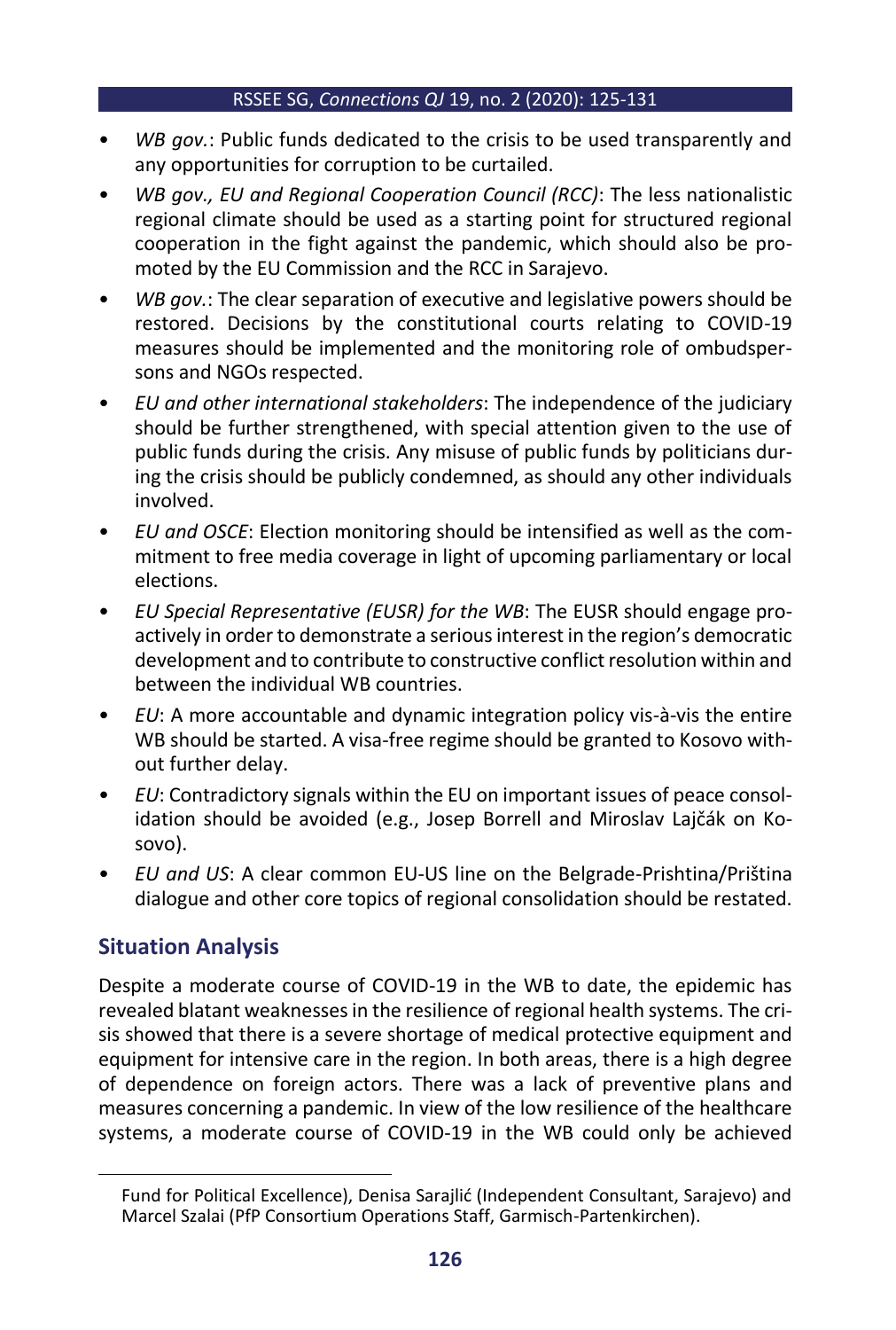- *WB gov.*: Public funds dedicated to the crisis to be used transparently and any opportunities for corruption to be curtailed.
- *WB gov., EU and Regional Cooperation Council (RCC)*: The less nationalistic regional climate should be used as a starting point for structured regional cooperation in the fight against the pandemic, which should also be promoted by the EU Commission and the RCC in Sarajevo.
- *WB gov.*: The clear separation of executive and legislative powers should be restored. Decisions by the constitutional courts relating to COVID-19 measures should be implemented and the monitoring role of ombudspersons and NGOs respected.
- *EU and other international stakeholders*: The independence of the judiciary should be further strengthened, with special attention given to the use of public funds during the crisis. Any misuse of public funds by politicians during the crisis should be publicly condemned, as should any other individuals involved.
- *EU and OSCE*: Election monitoring should be intensified as well as the commitment to free media coverage in light of upcoming parliamentary or local elections.
- *EU Special Representative (EUSR) for the WB*: The EUSR should engage proactively in order to demonstrate a serious interest in the region's democratic development and to contribute to constructive conflict resolution within and between the individual WB countries.
- *EU*: A more accountable and dynamic integration policy vis-à-vis the entire WB should be started. A visa-free regime should be granted to Kosovo without further delay.
- *EU*: Contradictory signals within the EU on important issues of peace consolidation should be avoided (e.g., Josep Borrell and Miroslav Lajčák on Kosovo).
- *EU and US*: A clear common EU-US line on the Belgrade-Prishtina/Priština dialogue and other core topics of regional consolidation should be restated.

## Situation Analysis

Despite a moderate course of COVID-19 in the WB to date, the epidemic has revealed blatant weaknesses in the resilience of regional health systems. The crisis showed that there is a severe shortage of medical protective equipment and equipment for intensive care in the region. In both areas, there is a high degree of dependence on foreign actors. There was a lack of preventive plans and measures concerning a pandemic. In view of the low resilience of the healthcare systems, a moderate course of COVID-19 in the WB could only be achieved

Fund for Political Excellence), Denisa Sarajlić (Independent Consultant, Sarajevo) and Marcel Szalai (PfP Consortium Operations Staff, Garmisch-Partenkirchen).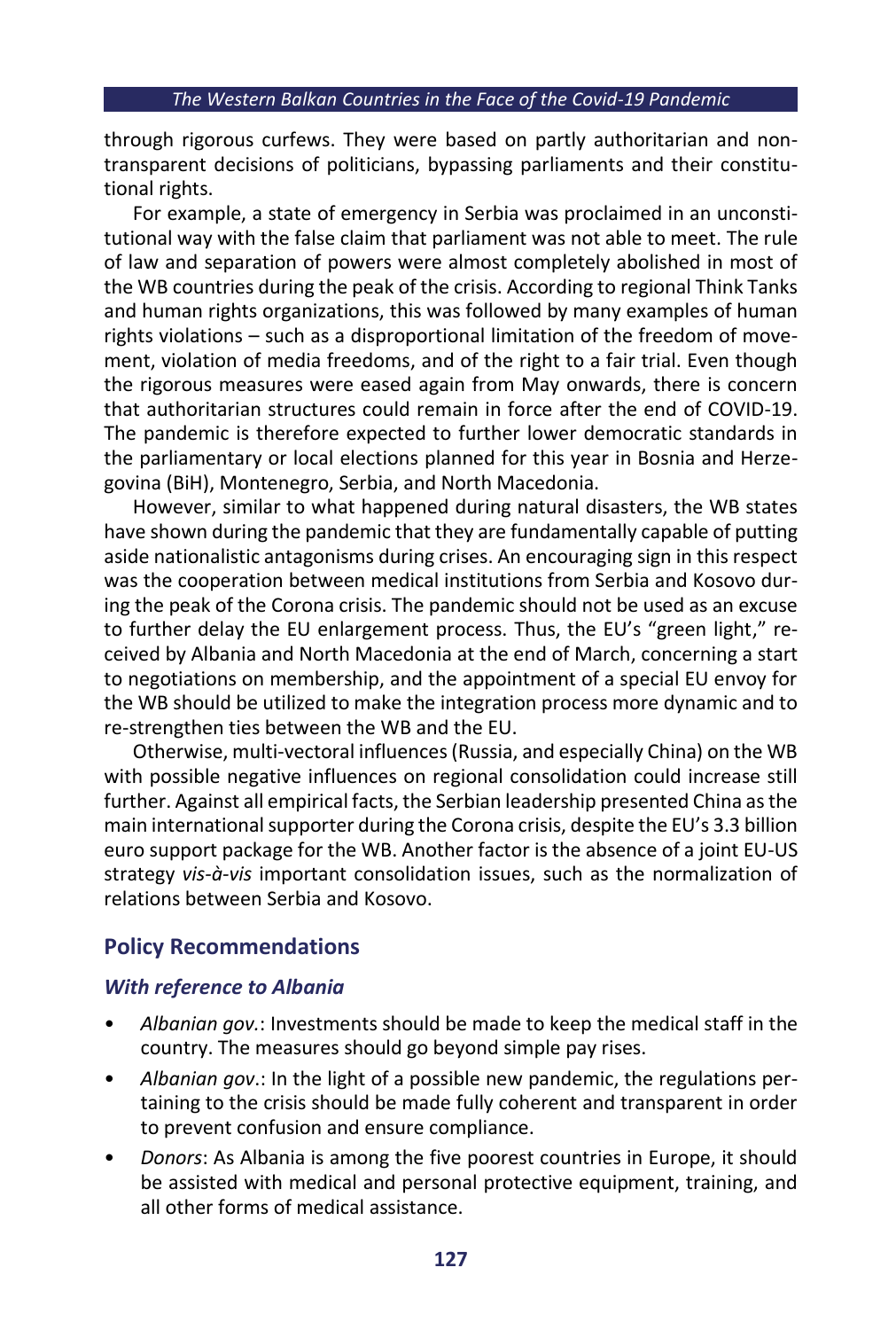through rigorous curfews. They were based on partly authoritarian and non-transparent decisions of politicians, bypassing parliaments and their constitutional rights.

For example, a state of emergency in Serbia was proclaimed in an unconstitutional way with the false claim that parliament was not able to meet. The rule of law and separation of powers were almost completely abolished in most of the WB countries during the peak of the crisis. According to regional Think Tanks and human rights organizations, this was followed by many examples of human rights violations – such as a disproportional limitation of the freedom of movement, violation of media freedoms, and of the right to a fair trial. Even though the rigorous measures were eased again from May onwards, there is concern that authoritarian structures could remain in force after the end of COVID-19. The pandemic is therefore expected to further lower democratic standards in the parliamentary or local elections planned for this year in Bosnia and Herzegovina (BiH), Montenegro, Serbia, and North Macedonia.

However, similar to what happened during natural disasters, the WB states have shown during the pandemic that they are fundamentally capable of putting aside nationalistic antagonisms during crises. An encouraging sign in this respect was the cooperation between medical institutions from Serbia and Kosovo during the peak of the Corona crisis. The pandemic should not be used as an excuse to further delay the EU enlargement process. Thus, the EU's "green light," received by Albania and North Macedonia at the end of March, concerning a start to negotiations on membership, and the appointment of a special EU envoy for the WB should be utilized to make the integration process more dynamic and to re-strengthen ties between the WB and the EU.

Otherwise, multi-vectoral influences (Russia, and especially China) on the WB with possible negative influences on regional consolidation could increase still further. Against all empirical facts, the Serbian leadership presented China as the main international supporter during the Corona crisis, despite the EU's 3.3 billion euro support package for the WB. Another factor is the absence of a joint EU-US strategy *vis-à-vis* important consolidation issues, such as the normalization of relations between Serbia and Kosovo.

## Policy Recommendations

### *With reference to Albania*

- *Albanian gov.*: Investments should be made to keep the medical staff in the country. The measures should go beyond simple pay rises.
- *Albanian gov*.: In the light of a possible new pandemic, the regulations pertaining to the crisis should be made fully coherent and transparent in order to prevent confusion and ensure compliance.
- *Donors*: As Albania is among the five poorest countries in Europe, it should be assisted with medical and personal protective equipment, training, and all other forms of medical assistance.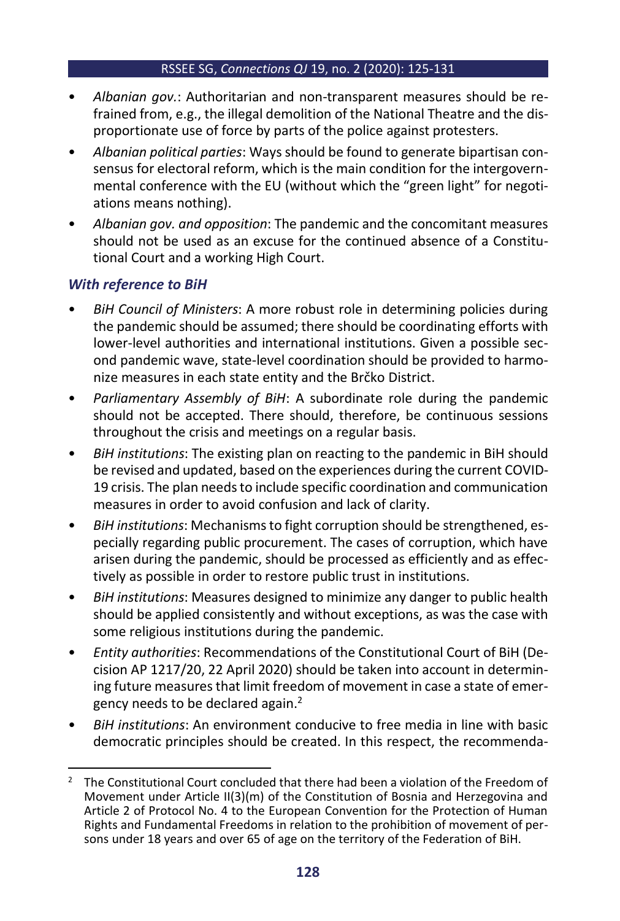- *Albanian gov.*: Authoritarian and non-transparent measures should be refrained from, e.g., the illegal demolition of the National Theatre and the disproportionate use of force by parts of the police against protesters.
- *Albanian political parties*: Ways should be found to generate bipartisan consensus for electoral reform, which is the main condition for the intergovernmental conference with the EU (without which the "green light" for negotiations means nothing).
- *Albanian gov. and opposition*: The pandemic and the concomitant measures should not be used as an excuse for the continued absence of a Constitutional Court and a working High Court.

### *With reference to BiH*

- *BiH Council of Ministers*: A more robust role in determining policies during the pandemic should be assumed; there should be coordinating efforts with lower-level authorities and international institutions. Given a possible second pandemic wave, state-level coordination should be provided to harmonize measures in each state entity and the Brčko District.
- *Parliamentary Assembly of BiH*: A subordinate role during the pandemic should not be accepted. There should, therefore, be continuous sessions throughout the crisis and meetings on a regular basis.
- *BiH institutions*: The existing plan on reacting to the pandemic in BiH should be revised and updated, based on the experiences during the current COVID-19 crisis. The plan needs to include specific coordination and communication measures in order to avoid confusion and lack of clarity.
- *BiH institutions*: Mechanisms to fight corruption should be strengthened, especially regarding public procurement. The cases of corruption, which have arisen during the pandemic, should be processed as efficiently and as effectively as possible in order to restore public trust in institutions.
- *BiH institutions*: Measures designed to minimize any danger to public health should be applied consistently and without exceptions, as was the case with some religious institutions during the pandemic.
- *Entity authorities*: Recommendations of the Constitutional Court of BiH (Decision AP 1217/20, 22 April 2020) should be taken into account in determining future measures that limit freedom of movement in case a state of emergency needs to be declared again.[2]
- *BiH institutions*: An environment conducive to free media in line with basic democratic principles should be created. In this respect, the recommenda-

[2] The Constitutional Court concluded that there had been a violation of the Freedom of Movement under Article II(3)(m) of the Constitution of Bosnia and Herzegovina and Article 2 of Protocol No. 4 to the European Convention for the Protection of Human Rights and Fundamental Freedoms in relation to the prohibition of movement of persons under 18 years and over 65 of age on the territory of the Federation of BiH.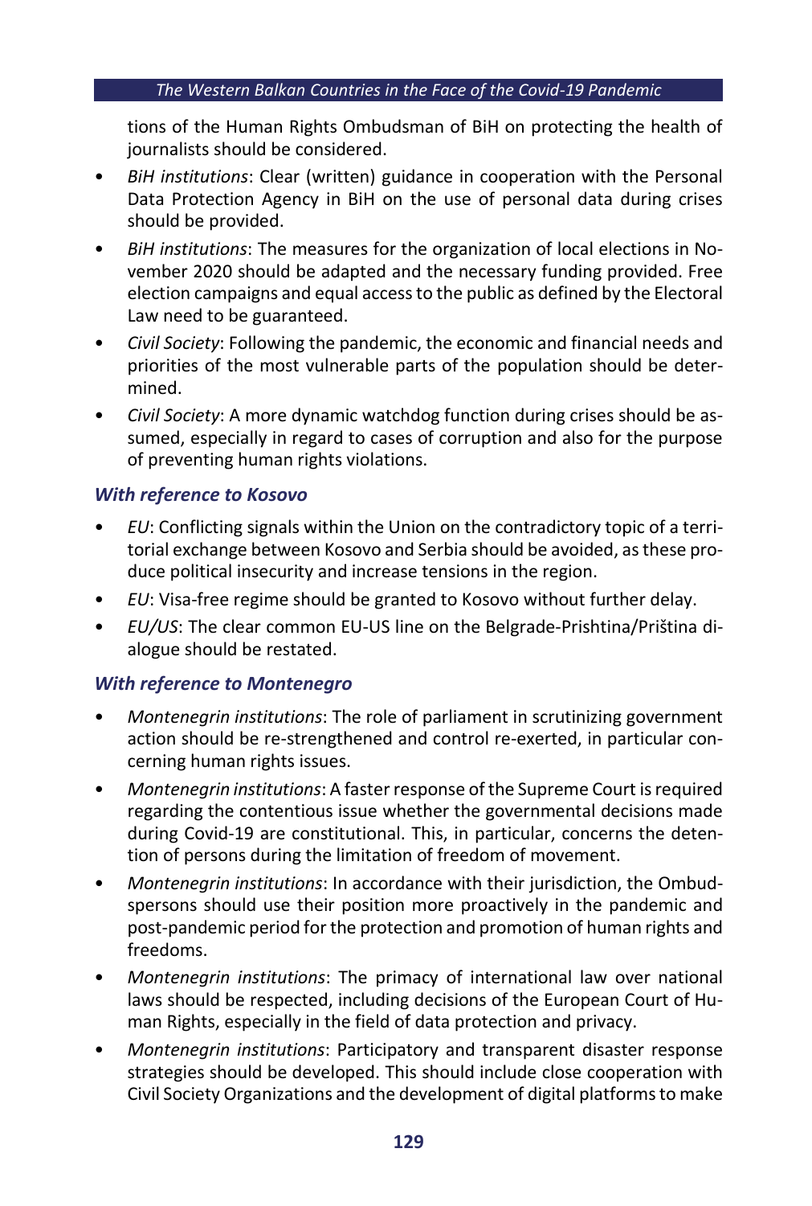tions of the Human Rights Ombudsman of BiH on protecting the health of journalists should be considered.

- *BiH institutions*: Clear (written) guidance in cooperation with the Personal Data Protection Agency in BiH on the use of personal data during crises should be provided.
- *BiH institutions*: The measures for the organization of local elections in November 2020 should be adapted and the necessary funding provided. Free election campaigns and equal access to the public as defined by the Electoral Law need to be guaranteed.
- *Civil Society*: Following the pandemic, the economic and financial needs and priorities of the most vulnerable parts of the population should be determined.
- *Civil Society*: A more dynamic watchdog function during crises should be assumed, especially in regard to cases of corruption and also for the purpose of preventing human rights violations.

### *With reference to Kosovo*

- *EU*: Conflicting signals within the Union on the contradictory topic of a territorial exchange between Kosovo and Serbia should be avoided, as these produce political insecurity and increase tensions in the region.
- *EU*: Visa-free regime should be granted to Kosovo without further delay.
- *EU/US*: The clear common EU-US line on the Belgrade-Prishtina/Priština dialogue should be restated.

### *With reference to Montenegro*

- *Montenegrin institutions*: The role of parliament in scrutinizing government action should be re-strengthened and control re-exerted, in particular concerning human rights issues.
- *Montenegrin institutions*: A faster response of the Supreme Court is required regarding the contentious issue whether the governmental decisions made during Covid-19 are constitutional. This, in particular, concerns the detention of persons during the limitation of freedom of movement.
- *Montenegrin institutions*: In accordance with their jurisdiction, the Ombudspersons should use their position more proactively in the pandemic and post-pandemic period for the protection and promotion of human rights and freedoms.
- *Montenegrin institutions*: The primacy of international law over national laws should be respected, including decisions of the European Court of Human Rights, especially in the field of data protection and privacy.
- *Montenegrin institutions*: Participatory and transparent disaster response strategies should be developed. This should include close cooperation with Civil Society Organizations and the development of digital platforms to make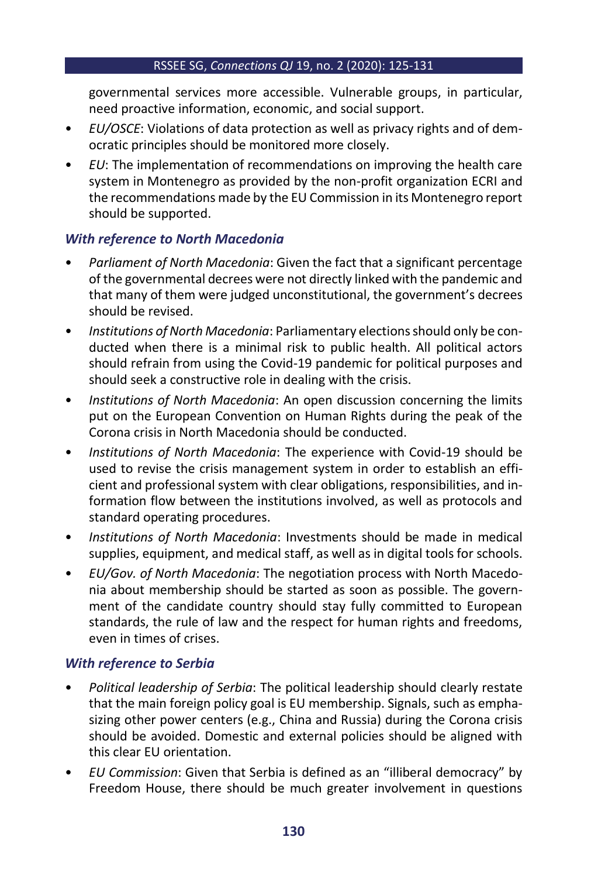governmental services more accessible. Vulnerable groups, in particular, need proactive information, economic, and social support.

- *EU/OSCE*: Violations of data protection as well as privacy rights and of democratic principles should be monitored more closely.
- *EU*: The implementation of recommendations on improving the health care system in Montenegro as provided by the non-profit organization ECRI and the recommendations made by the EU Commission in its Montenegro report should be supported.

### *With reference to North Macedonia*

- *Parliament of North Macedonia*: Given the fact that a significant percentage of the governmental decrees were not directly linked with the pandemic and that many of them were judged unconstitutional, the government's decrees should be revised.
- *Institutions of North Macedonia*: Parliamentary elections should only be conducted when there is a minimal risk to public health. All political actors should refrain from using the Covid-19 pandemic for political purposes and should seek a constructive role in dealing with the crisis.
- *Institutions of North Macedonia*: An open discussion concerning the limits put on the European Convention on Human Rights during the peak of the Corona crisis in North Macedonia should be conducted.
- *Institutions of North Macedonia*: The experience with Covid-19 should be used to revise the crisis management system in order to establish an efficient and professional system with clear obligations, responsibilities, and information flow between the institutions involved, as well as protocols and standard operating procedures.
- *Institutions of North Macedonia*: Investments should be made in medical supplies, equipment, and medical staff, as well as in digital tools for schools.
- *EU/Gov. of North Macedonia*: The negotiation process with North Macedonia about membership should be started as soon as possible. The government of the candidate country should stay fully committed to European standards, the rule of law and the respect for human rights and freedoms, even in times of crises.

### *With reference to Serbia*

- *Political leadership of Serbia*: The political leadership should clearly restate that the main foreign policy goal is EU membership. Signals, such as emphasizing other power centers (e.g., China and Russia) during the Corona crisis should be avoided. Domestic and external policies should be aligned with this clear EU orientation.
- *EU Commission*: Given that Serbia is defined as an "illiberal democracy" by Freedom House, there should be much greater involvement in questions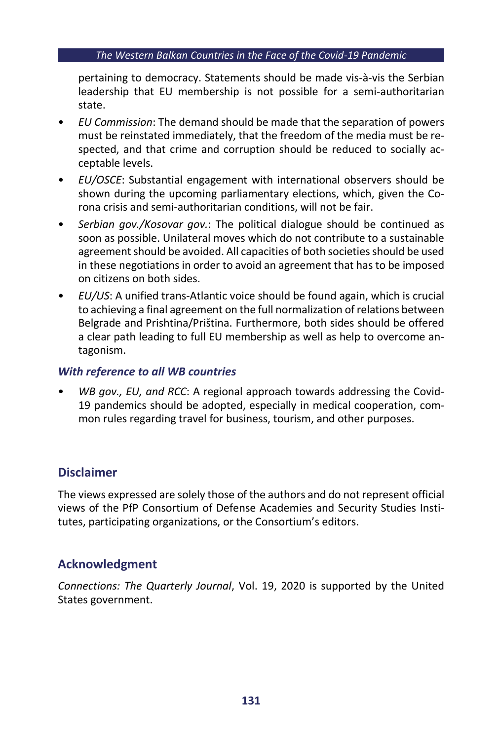pertaining to democracy. Statements should be made vis-à-vis the Serbian leadership that EU membership is not possible for a semi-authoritarian state.

- *EU Commission*: The demand should be made that the separation of powers must be reinstated immediately, that the freedom of the media must be respected, and that crime and corruption should be reduced to socially acceptable levels.
- *EU/OSCE*: Substantial engagement with international observers should be shown during the upcoming parliamentary elections, which, given the Corona crisis and semi-authoritarian conditions, will not be fair.
- *Serbian gov./Kosovar gov.*: The political dialogue should be continued as soon as possible. Unilateral moves which do not contribute to a sustainable agreement should be avoided. All capacities of both societies should be used in these negotiations in order to avoid an agreement that has to be imposed on citizens on both sides.
- *EU/US*: A unified trans-Atlantic voice should be found again, which is crucial to achieving a final agreement on the full normalization of relations between Belgrade and Prishtina/Priština. Furthermore, both sides should be offered a clear path leading to full EU membership as well as help to overcome antagonism.

### *With reference to all WB countries*

- *WB gov., EU, and RCC*: A regional approach towards addressing the Covid-19 pandemics should be adopted, especially in medical cooperation, common rules regarding travel for business, tourism, and other purposes.

## Disclaimer

The views expressed are solely those of the authors and do not represent official views of the PfP Consortium of Defense Academies and Security Studies Institutes, participating organizations, or the Consortium's editors.

## Acknowledgment

*Connections: The Quarterly Journal*, Vol. 19, 2020 is supported by the United States government.